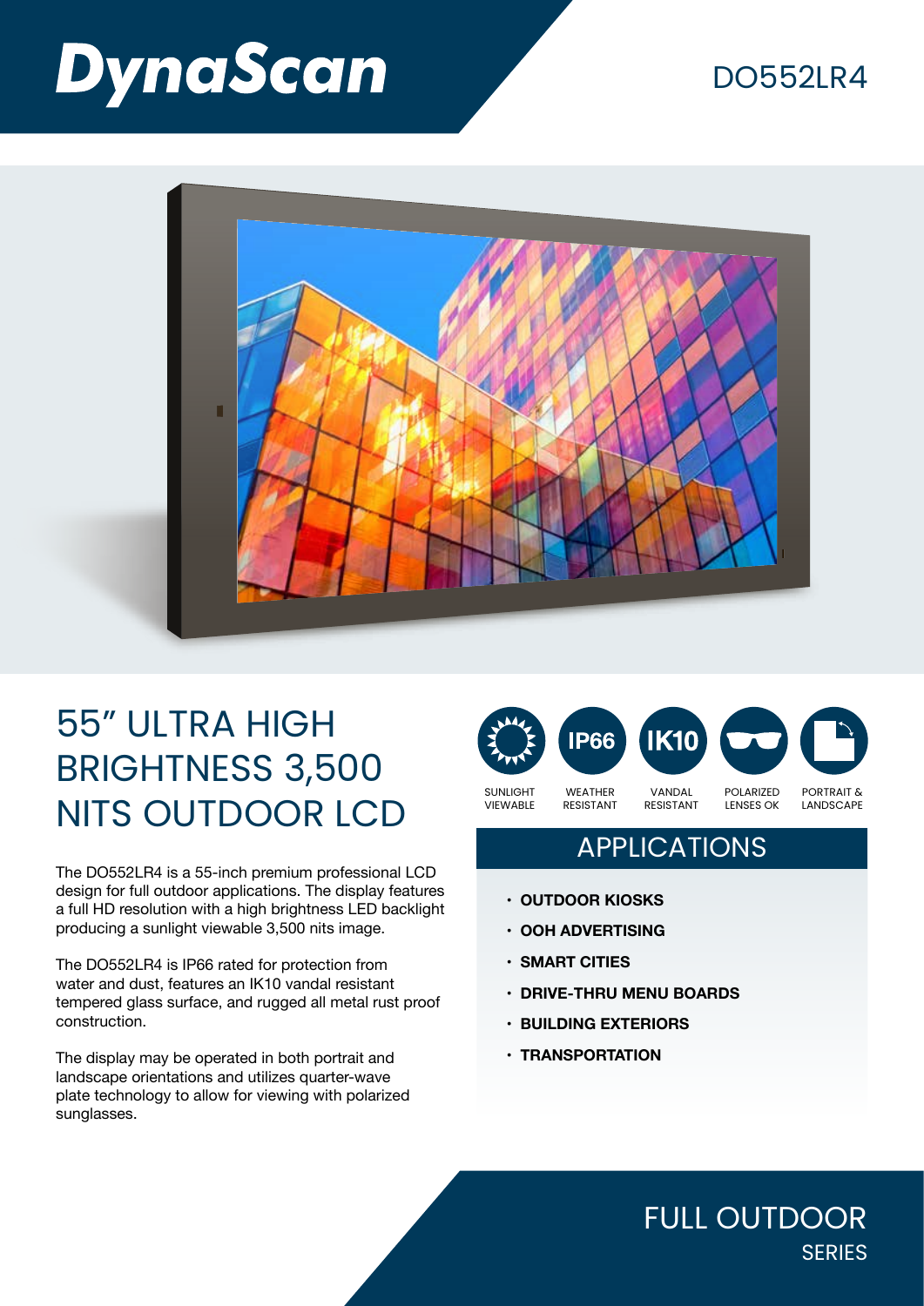# DynaScan

DO552LR4

## 55″ ULTRA HIGH BRIGHTNESS 3,500 NITS OUTDOOR LCD

The DO552LR4 is a 55-inch premium professional LCD design for full outdoor applications. The display features a full HD resolution with a high brightness LED backlight producing a sunlight viewable 3,500 nits image.

The DO552LR4 is IP66 rated for protection from water and dust, features an IK10 vandal resistant tempered glass surface, and rugged all metal rust proof construction.

The display may be operated in both portrait and landscape orientations and utilizes quarter-wave plate technology to allow for viewing with polarized sunglasses.

SUNLIGHT VIEWABLE | IP66 WEATHER RESISTANT | IK10 VANDAL RESISTANT | POLARIZED LENSES OK | PORTRAIT & LANDSCAPE

## APPLICATIONS

- **OUTDOOR KIOSKS**
- **OOH ADVERTISING**
- **SMART CITIES**
- **DRIVE-THRU MENU BOARDS**
- **BUILDING EXTERIORS**
- **TRANSPORTATION**

FULL OUTDOOR
SERIES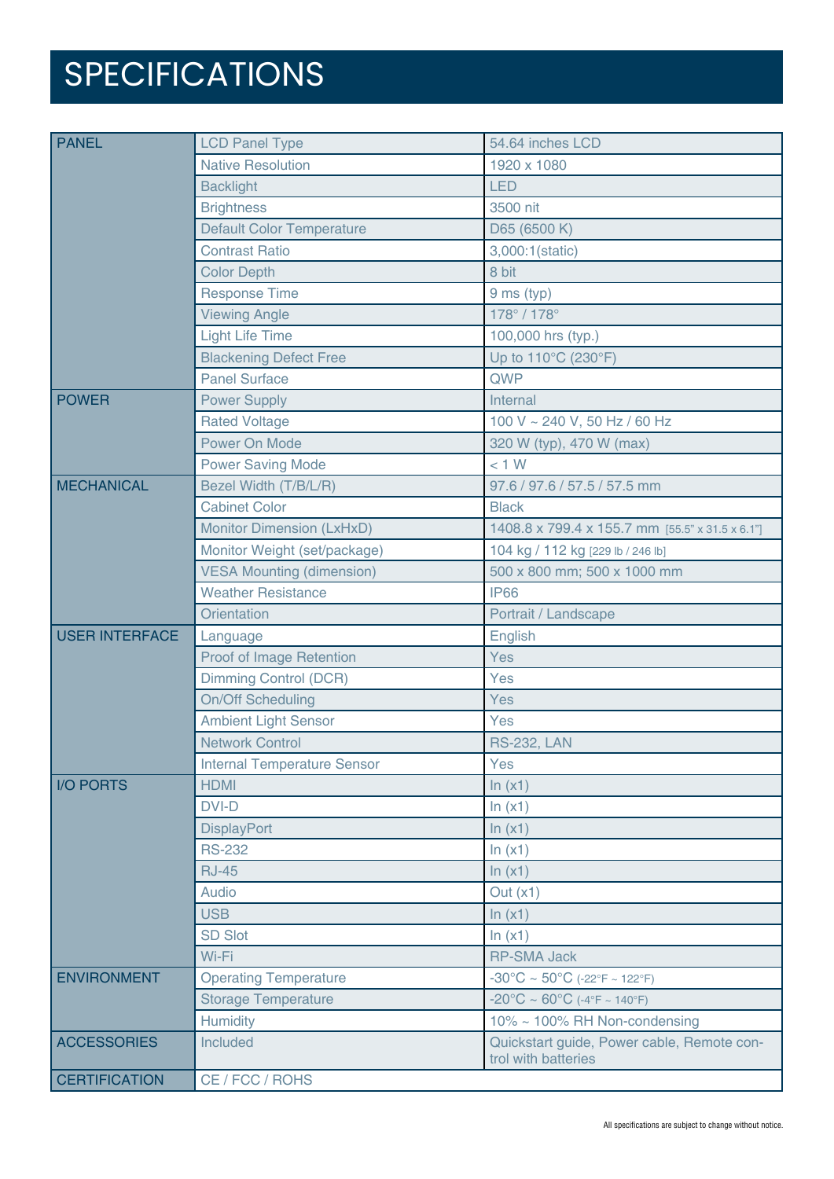# SPECIFICATIONS

| | | |
|---|---|---|
| PANEL | LCD Panel Type | 54.64 inches LCD |
| | Native Resolution | 1920 x 1080 |
| | Backlight | LED |
| | Brightness | 3500 nit |
| | Default Color Temperature | D65 (6500 K) |
| | Contrast Ratio | 3,000:1(static) |
| | Color Depth | 8 bit |
| | Response Time | 9 ms (typ) |
| | Viewing Angle | 178° / 178° |
| | Light Life Time | 100,000 hrs (typ.) |
| | Blackening Defect Free | Up to 110°C (230°F) |
| | Panel Surface | QWP |
| POWER | Power Supply | Internal |
| | Rated Voltage | 100 V ~ 240 V, 50 Hz / 60 Hz |
| | Power On Mode | 320 W (typ), 470 W (max) |
| | Power Saving Mode | < 1 W |
| MECHANICAL | Bezel Width (T/B/L/R) | 97.6 / 97.6 / 57.5 / 57.5 mm |
| | Cabinet Color | Black |
| | Monitor Dimension (LxHxD) | 1408.8 x 799.4 x 155.7 mm [55.5" x 31.5 x 6.1"] |
| | Monitor Weight (set/package) | 104 kg / 112 kg [229 lb / 246 lb] |
| | VESA Mounting (dimension) | 500 x 800 mm; 500 x 1000 mm |
| | Weather Resistance | IP66 |
| | Orientation | Portrait / Landscape |
| USER INTERFACE | Language | English |
| | Proof of Image Retention | Yes |
| | Dimming Control (DCR) | Yes |
| | On/Off Scheduling | Yes |
| | Ambient Light Sensor | Yes |
| | Network Control | RS-232, LAN |
| | Internal Temperature Sensor | Yes |
| I/O PORTS | HDMI | In (x1) |
| | DVI-D | In (x1) |
| | DisplayPort | In (x1) |
| | RS-232 | In (x1) |
| | RJ-45 | In (x1) |
| | Audio | Out (x1) |
| | USB | In (x1) |
| | SD Slot | In (x1) |
| | Wi-Fi | RP-SMA Jack |
| ENVIRONMENT | Operating Temperature | -30°C ~ 50°C (-22°F ~ 122°F) |
| | Storage Temperature | -20°C ~ 60°C (-4°F ~ 140°F) |
| | Humidity | 10% ~ 100% RH Non-condensing |
| ACCESSORIES | Included | Quickstart guide, Power cable, Remote control with batteries |
| CERTIFICATION | CE / FCC / ROHS | |

All specifications are subject to change without notice.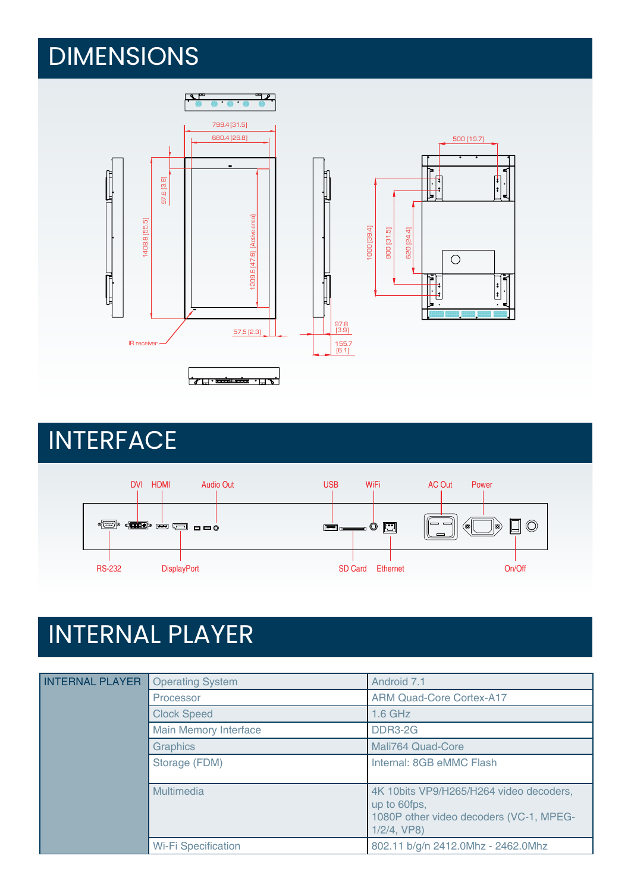# DIMENSIONS

799.4 [31.5]

680.4 [26.8]

97.6 [3.8]

1408.8 [55.5]

1209.6 [47.6] (Active area)

57.5 [2.3]

IR receiver

97.8 [3.9]

155.7 [6.1]

500 [19.7]

1000 [39.4]

800 [31.5]

620 [24.4]

# INTERFACE

DVI HDMI Audio Out USB WiFi AC Out Power

RS-232 DisplayPort SD Card Ethernet On/Off

# INTERNAL PLAYER

| INTERNAL PLAYER | Operating System | Android 7.1 |
|---|---|---|
| | Processor | ARM Quad-Core Cortex-A17 |
| | Clock Speed | 1.6 GHz |
| | Main Memory Interface | DDR3-2G |
| | Graphics | Mali764 Quad-Core |
| | Storage (FDM) | Internal: 8GB eMMC Flash |
| | Multimedia | 4K 10bits VP9/H265/H264 video decoders, up to 60fps,<br>1080P other video decoders (VC-1, MPEG-1/2/4, VP8) |
| | Wi-Fi Specification | 802.11 b/g/n 2412.0Mhz - 2462.0Mhz |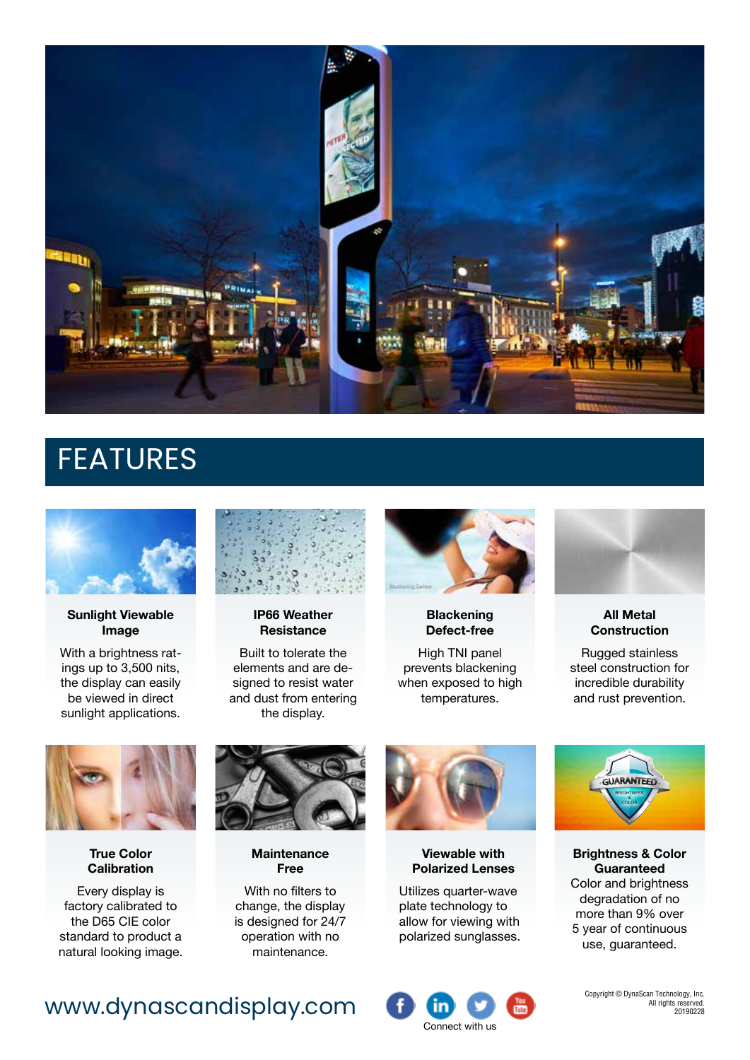## FEATURES

### Sunlight Viewable Image

With a brightness ratings up to 3,500 nits, the display can easily be viewed in direct sunlight applications.

### IP66 Weather Resistance

Built to tolerate the elements and are designed to resist water and dust from entering the display.

### Blackening Defect-free

High TNI panel prevents blackening when exposed to high temperatures.

### All Metal Construction

Rugged stainless steel construction for incredible durability and rust prevention.

### True Color Calibration

Every display is factory calibrated to the D65 CIE color standard to product a natural looking image.

### Maintenance Free

With no filters to change, the display is designed for 24/7 operation with no maintenance.

### Viewable with Polarized Lenses

Utilizes quarter-wave plate technology to allow for viewing with polarized sunglasses.

### Brightness & Color Guaranteed

Color and brightness degradation of no more than 9% over 5 year of continuous use, guaranteed.

www.dynascandisplay.com

Connect with us

Copyright © DynaScan Technology, Inc.
All rights reserved.
20190228